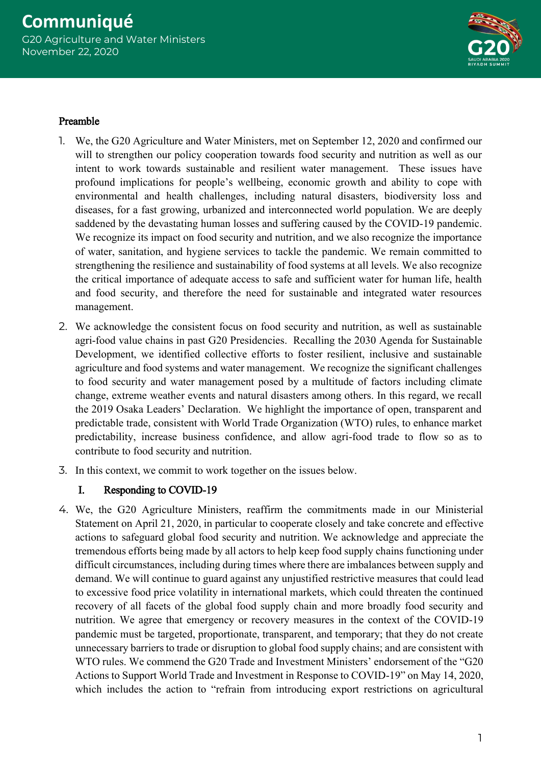# Communiqué

G20 Agriculture and Water Ministers
November 22, 2020

## Preamble

1. We, the G20 Agriculture and Water Ministers, met on September 12, 2020 and confirmed our will to strengthen our policy cooperation towards food security and nutrition as well as our intent to work towards sustainable and resilient water management. These issues have profound implications for people's wellbeing, economic growth and ability to cope with environmental and health challenges, including natural disasters, biodiversity loss and diseases, for a fast growing, urbanized and interconnected world population. We are deeply saddened by the devastating human losses and suffering caused by the COVID-19 pandemic. We recognize its impact on food security and nutrition, and we also recognize the importance of water, sanitation, and hygiene services to tackle the pandemic. We remain committed to strengthening the resilience and sustainability of food systems at all levels. We also recognize the critical importance of adequate access to safe and sufficient water for human life, health and food security, and therefore the need for sustainable and integrated water resources management.

2. We acknowledge the consistent focus on food security and nutrition, as well as sustainable agri-food value chains in past G20 Presidencies. Recalling the 2030 Agenda for Sustainable Development, we identified collective efforts to foster resilient, inclusive and sustainable agriculture and food systems and water management. We recognize the significant challenges to food security and water management posed by a multitude of factors including climate change, extreme weather events and natural disasters among others. In this regard, we recall the 2019 Osaka Leaders' Declaration. We highlight the importance of open, transparent and predictable trade, consistent with World Trade Organization (WTO) rules, to enhance market predictability, increase business confidence, and allow agri-food trade to flow so as to contribute to food security and nutrition.

3. In this context, we commit to work together on the issues below.

### I. Responding to COVID-19

4. We, the G20 Agriculture Ministers, reaffirm the commitments made in our Ministerial Statement on April 21, 2020, in particular to cooperate closely and take concrete and effective actions to safeguard global food security and nutrition. We acknowledge and appreciate the tremendous efforts being made by all actors to help keep food supply chains functioning under difficult circumstances, including during times where there are imbalances between supply and demand. We will continue to guard against any unjustified restrictive measures that could lead to excessive food price volatility in international markets, which could threaten the continued recovery of all facets of the global food supply chain and more broadly food security and nutrition. We agree that emergency or recovery measures in the context of the COVID-19 pandemic must be targeted, proportionate, transparent, and temporary; that they do not create unnecessary barriers to trade or disruption to global food supply chains; and are consistent with WTO rules. We commend the G20 Trade and Investment Ministers' endorsement of the "G20 Actions to Support World Trade and Investment in Response to COVID-19" on May 14, 2020, which includes the action to "refrain from introducing export restrictions on agricultural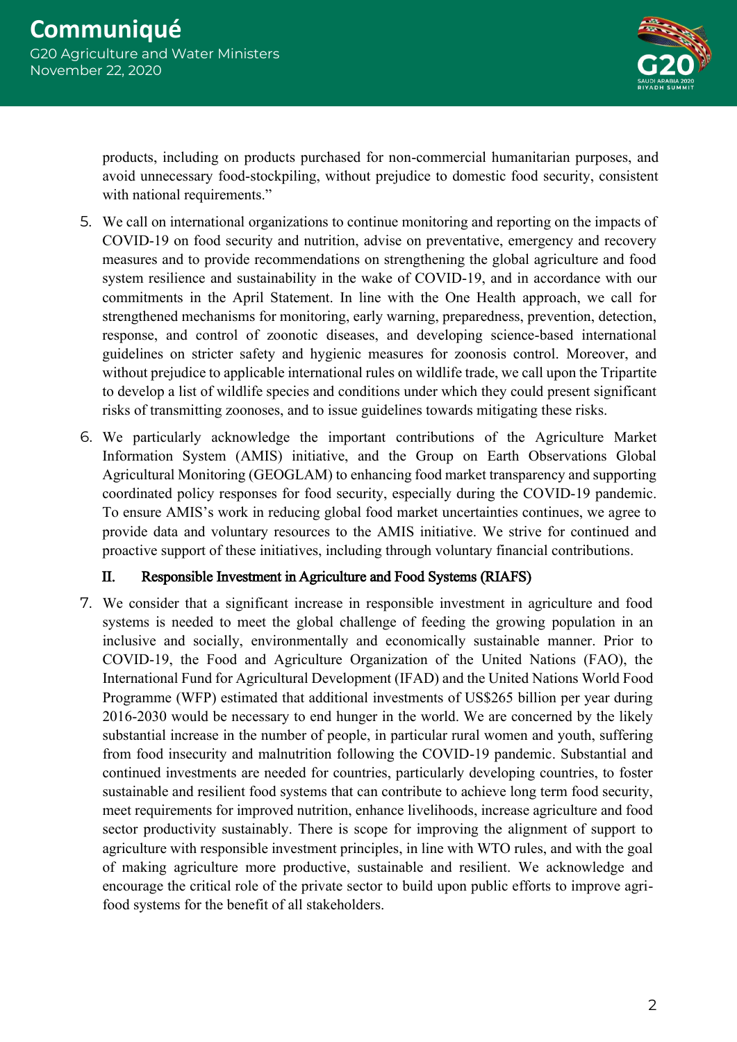products, including on products purchased for non-commercial humanitarian purposes, and avoid unnecessary food-stockpiling, without prejudice to domestic food security, consistent with national requirements."

5. We call on international organizations to continue monitoring and reporting on the impacts of COVID-19 on food security and nutrition, advise on preventative, emergency and recovery measures and to provide recommendations on strengthening the global agriculture and food system resilience and sustainability in the wake of COVID-19, and in accordance with our commitments in the April Statement. In line with the One Health approach, we call for strengthened mechanisms for monitoring, early warning, preparedness, prevention, detection, response, and control of zoonotic diseases, and developing science-based international guidelines on stricter safety and hygienic measures for zoonosis control. Moreover, and without prejudice to applicable international rules on wildlife trade, we call upon the Tripartite to develop a list of wildlife species and conditions under which they could present significant risks of transmitting zoonoses, and to issue guidelines towards mitigating these risks.

6. We particularly acknowledge the important contributions of the Agriculture Market Information System (AMIS) initiative, and the Group on Earth Observations Global Agricultural Monitoring (GEOGLAM) to enhancing food market transparency and supporting coordinated policy responses for food security, especially during the COVID-19 pandemic. To ensure AMIS's work in reducing global food market uncertainties continues, we agree to provide data and voluntary resources to the AMIS initiative. We strive for continued and proactive support of these initiatives, including through voluntary financial contributions.

## II. Responsible Investment in Agriculture and Food Systems (RIAFS)

7. We consider that a significant increase in responsible investment in agriculture and food systems is needed to meet the global challenge of feeding the growing population in an inclusive and socially, environmentally and economically sustainable manner. Prior to COVID-19, the Food and Agriculture Organization of the United Nations (FAO), the International Fund for Agricultural Development (IFAD) and the United Nations World Food Programme (WFP) estimated that additional investments of US$265 billion per year during 2016-2030 would be necessary to end hunger in the world. We are concerned by the likely substantial increase in the number of people, in particular rural women and youth, suffering from food insecurity and malnutrition following the COVID-19 pandemic. Substantial and continued investments are needed for countries, particularly developing countries, to foster sustainable and resilient food systems that can contribute to achieve long term food security, meet requirements for improved nutrition, enhance livelihoods, increase agriculture and food sector productivity sustainably. There is scope for improving the alignment of support to agriculture with responsible investment principles, in line with WTO rules, and with the goal of making agriculture more productive, sustainable and resilient. We acknowledge and encourage the critical role of the private sector to build upon public efforts to improve agri-food systems for the benefit of all stakeholders.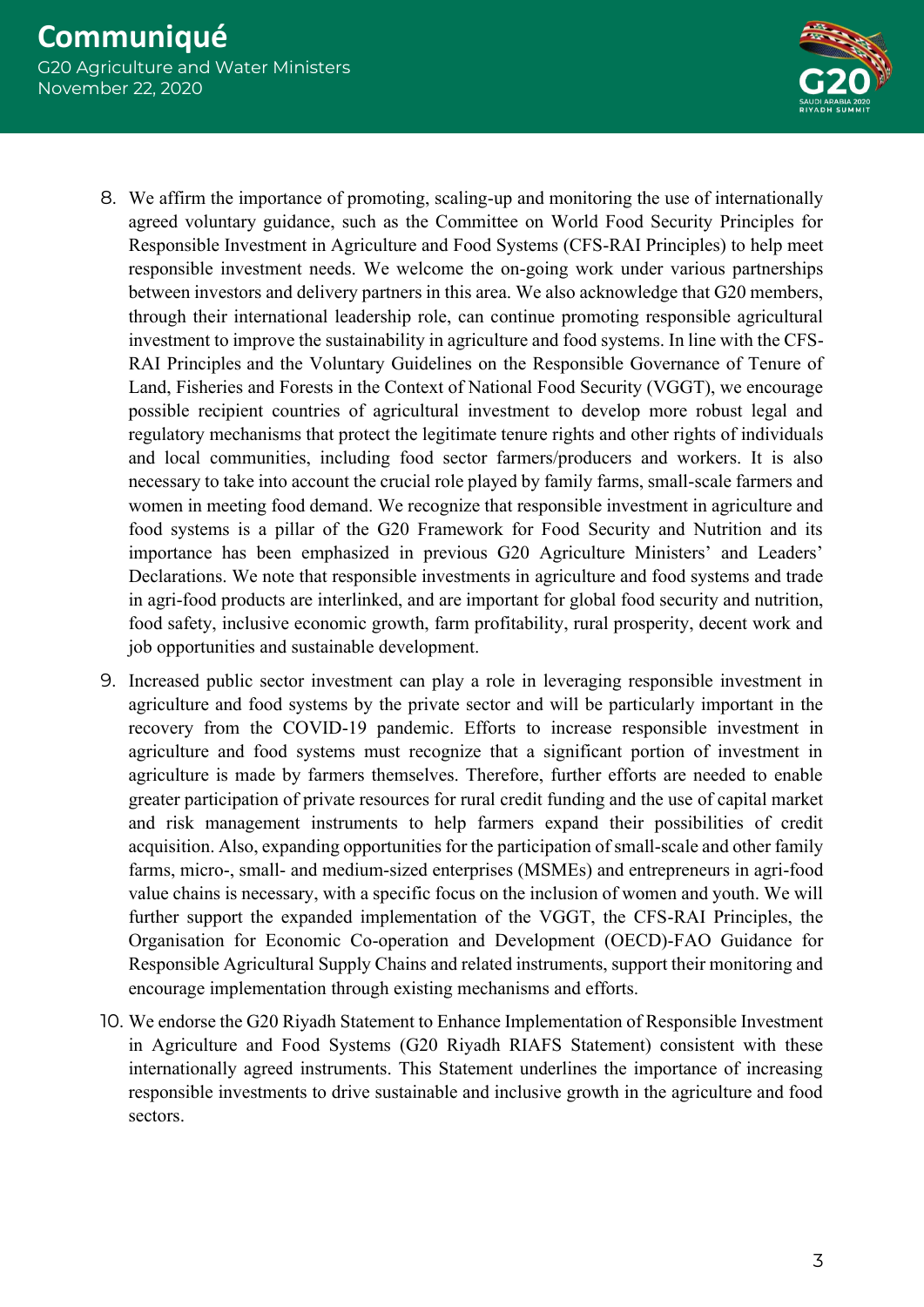8. We affirm the importance of promoting, scaling-up and monitoring the use of internationally agreed voluntary guidance, such as the Committee on World Food Security Principles for Responsible Investment in Agriculture and Food Systems (CFS-RAI Principles) to help meet responsible investment needs. We welcome the on-going work under various partnerships between investors and delivery partners in this area. We also acknowledge that G20 members, through their international leadership role, can continue promoting responsible agricultural investment to improve the sustainability in agriculture and food systems. In line with the CFS-RAI Principles and the Voluntary Guidelines on the Responsible Governance of Tenure of Land, Fisheries and Forests in the Context of National Food Security (VGGT), we encourage possible recipient countries of agricultural investment to develop more robust legal and regulatory mechanisms that protect the legitimate tenure rights and other rights of individuals and local communities, including food sector farmers/producers and workers. It is also necessary to take into account the crucial role played by family farms, small-scale farmers and women in meeting food demand. We recognize that responsible investment in agriculture and food systems is a pillar of the G20 Framework for Food Security and Nutrition and its importance has been emphasized in previous G20 Agriculture Ministers' and Leaders' Declarations. We note that responsible investments in agriculture and food systems and trade in agri-food products are interlinked, and are important for global food security and nutrition, food safety, inclusive economic growth, farm profitability, rural prosperity, decent work and job opportunities and sustainable development.
9. Increased public sector investment can play a role in leveraging responsible investment in agriculture and food systems by the private sector and will be particularly important in the recovery from the COVID-19 pandemic. Efforts to increase responsible investment in agriculture and food systems must recognize that a significant portion of investment in agriculture is made by farmers themselves. Therefore, further efforts are needed to enable greater participation of private resources for rural credit funding and the use of capital market and risk management instruments to help farmers expand their possibilities of credit acquisition. Also, expanding opportunities for the participation of small-scale and other family farms, micro-, small- and medium-sized enterprises (MSMEs) and entrepreneurs in agri-food value chains is necessary, with a specific focus on the inclusion of women and youth. We will further support the expanded implementation of the VGGT, the CFS-RAI Principles, the Organisation for Economic Co-operation and Development (OECD)-FAO Guidance for Responsible Agricultural Supply Chains and related instruments, support their monitoring and encourage implementation through existing mechanisms and efforts.
10. We endorse the G20 Riyadh Statement to Enhance Implementation of Responsible Investment in Agriculture and Food Systems (G20 Riyadh RIAFS Statement) consistent with these internationally agreed instruments. This Statement underlines the importance of increasing responsible investments to drive sustainable and inclusive growth in the agriculture and food sectors.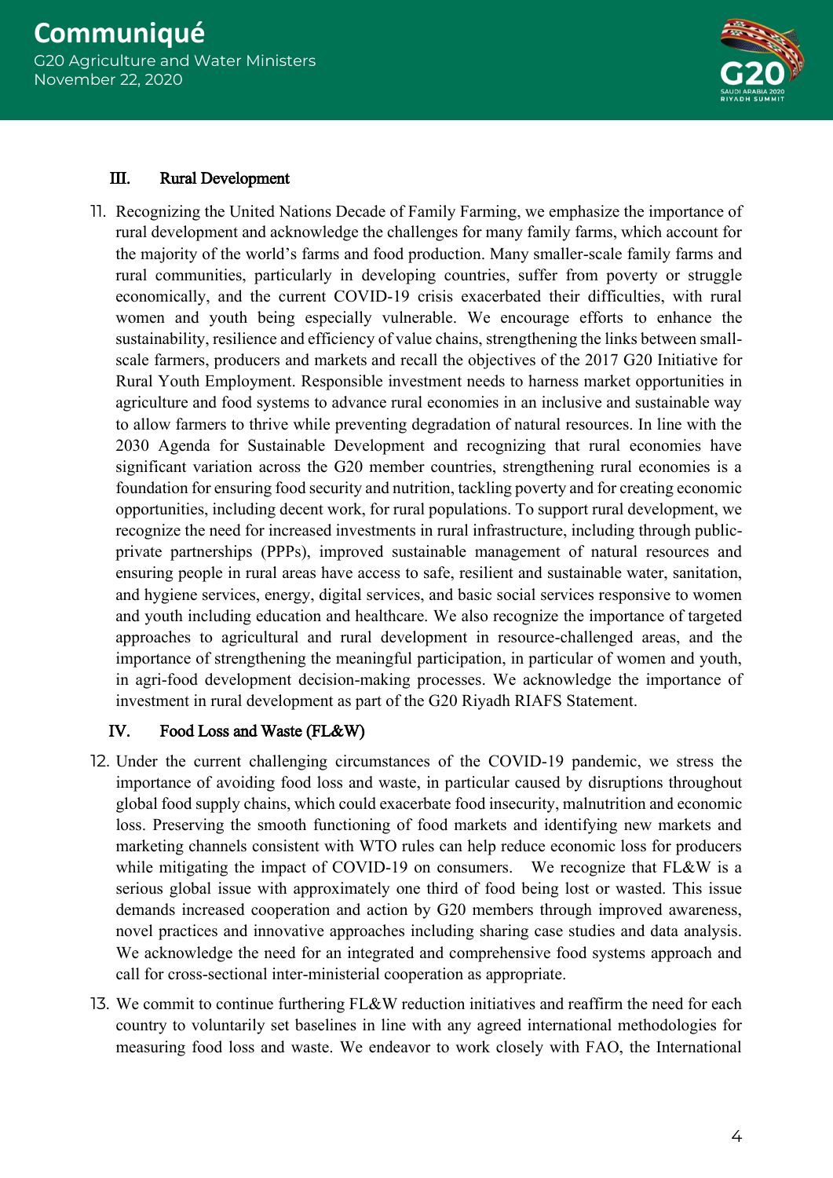## III. Rural Development

11. Recognizing the United Nations Decade of Family Farming, we emphasize the importance of rural development and acknowledge the challenges for many family farms, which account for the majority of the world's farms and food production. Many smaller-scale family farms and rural communities, particularly in developing countries, suffer from poverty or struggle economically, and the current COVID-19 crisis exacerbated their difficulties, with rural women and youth being especially vulnerable. We encourage efforts to enhance the sustainability, resilience and efficiency of value chains, strengthening the links between small-scale farmers, producers and markets and recall the objectives of the 2017 G20 Initiative for Rural Youth Employment. Responsible investment needs to harness market opportunities in agriculture and food systems to advance rural economies in an inclusive and sustainable way to allow farmers to thrive while preventing degradation of natural resources. In line with the 2030 Agenda for Sustainable Development and recognizing that rural economies have significant variation across the G20 member countries, strengthening rural economies is a foundation for ensuring food security and nutrition, tackling poverty and for creating economic opportunities, including decent work, for rural populations. To support rural development, we recognize the need for increased investments in rural infrastructure, including through public-private partnerships (PPPs), improved sustainable management of natural resources and ensuring people in rural areas have access to safe, resilient and sustainable water, sanitation, and hygiene services, energy, digital services, and basic social services responsive to women and youth including education and healthcare. We also recognize the importance of targeted approaches to agricultural and rural development in resource-challenged areas, and the importance of strengthening the meaningful participation, in particular of women and youth, in agri-food development decision-making processes. We acknowledge the importance of investment in rural development as part of the G20 Riyadh RIAFS Statement.

## IV. Food Loss and Waste (FL&W)

12. Under the current challenging circumstances of the COVID-19 pandemic, we stress the importance of avoiding food loss and waste, in particular caused by disruptions throughout global food supply chains, which could exacerbate food insecurity, malnutrition and economic loss. Preserving the smooth functioning of food markets and identifying new markets and marketing channels consistent with WTO rules can help reduce economic loss for producers while mitigating the impact of COVID-19 on consumers. We recognize that FL&W is a serious global issue with approximately one third of food being lost or wasted. This issue demands increased cooperation and action by G20 members through improved awareness, novel practices and innovative approaches including sharing case studies and data analysis. We acknowledge the need for an integrated and comprehensive food systems approach and call for cross-sectional inter-ministerial cooperation as appropriate.

13. We commit to continue furthering FL&W reduction initiatives and reaffirm the need for each country to voluntarily set baselines in line with any agreed international methodologies for measuring food loss and waste. We endeavor to work closely with FAO, the International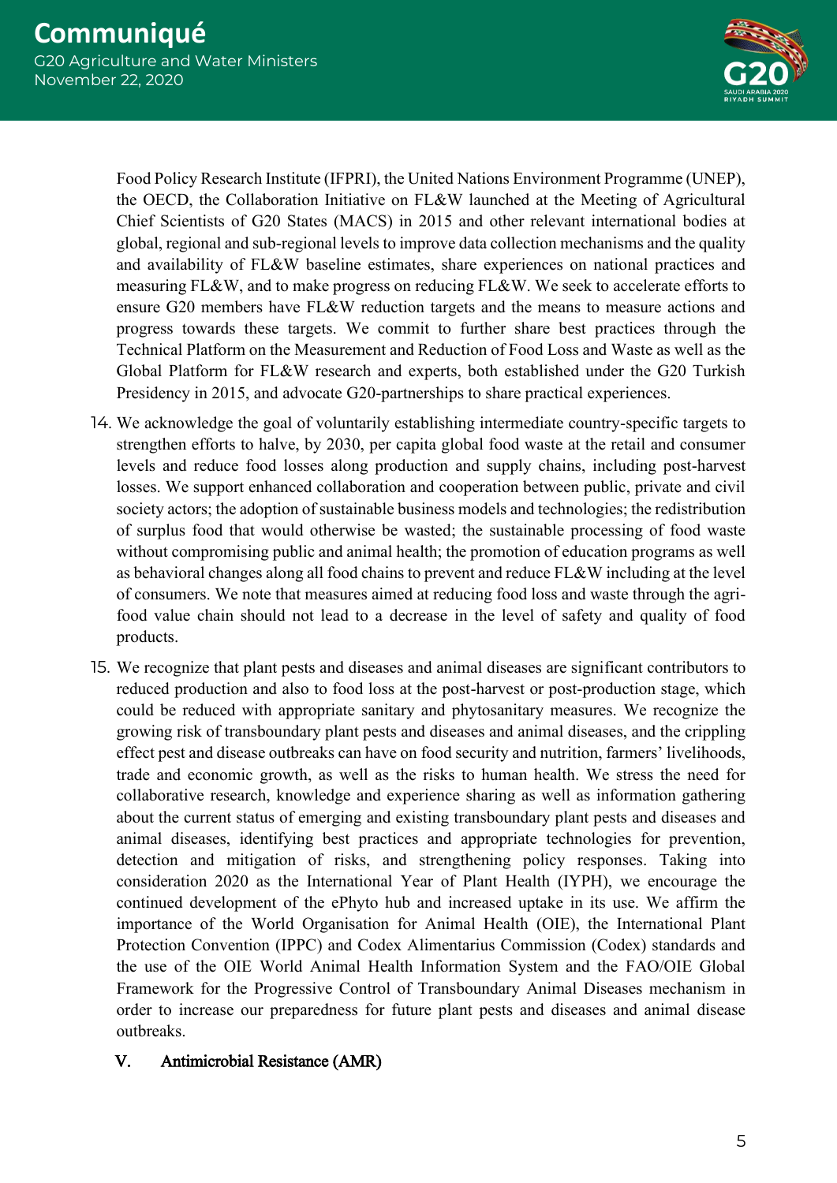Food Policy Research Institute (IFPRI), the United Nations Environment Programme (UNEP), the OECD, the Collaboration Initiative on FL&W launched at the Meeting of Agricultural Chief Scientists of G20 States (MACS) in 2015 and other relevant international bodies at global, regional and sub-regional levels to improve data collection mechanisms and the quality and availability of FL&W baseline estimates, share experiences on national practices and measuring FL&W, and to make progress on reducing FL&W. We seek to accelerate efforts to ensure G20 members have FL&W reduction targets and the means to measure actions and progress towards these targets. We commit to further share best practices through the Technical Platform on the Measurement and Reduction of Food Loss and Waste as well as the Global Platform for FL&W research and experts, both established under the G20 Turkish Presidency in 2015, and advocate G20-partnerships to share practical experiences.

14. We acknowledge the goal of voluntarily establishing intermediate country-specific targets to strengthen efforts to halve, by 2030, per capita global food waste at the retail and consumer levels and reduce food losses along production and supply chains, including post-harvest losses. We support enhanced collaboration and cooperation between public, private and civil society actors; the adoption of sustainable business models and technologies; the redistribution of surplus food that would otherwise be wasted; the sustainable processing of food waste without compromising public and animal health; the promotion of education programs as well as behavioral changes along all food chains to prevent and reduce FL&W including at the level of consumers. We note that measures aimed at reducing food loss and waste through the agri-food value chain should not lead to a decrease in the level of safety and quality of food products.

15. We recognize that plant pests and diseases and animal diseases are significant contributors to reduced production and also to food loss at the post-harvest or post-production stage, which could be reduced with appropriate sanitary and phytosanitary measures. We recognize the growing risk of transboundary plant pests and diseases and animal diseases, and the crippling effect pest and disease outbreaks can have on food security and nutrition, farmers' livelihoods, trade and economic growth, as well as the risks to human health. We stress the need for collaborative research, knowledge and experience sharing as well as information gathering about the current status of emerging and existing transboundary plant pests and diseases and animal diseases, identifying best practices and appropriate technologies for prevention, detection and mitigation of risks, and strengthening policy responses. Taking into consideration 2020 as the International Year of Plant Health (IYPH), we encourage the continued development of the ePhyto hub and increased uptake in its use. We affirm the importance of the World Organisation for Animal Health (OIE), the International Plant Protection Convention (IPPC) and Codex Alimentarius Commission (Codex) standards and the use of the OIE World Animal Health Information System and the FAO/OIE Global Framework for the Progressive Control of Transboundary Animal Diseases mechanism in order to increase our preparedness for future plant pests and diseases and animal disease outbreaks.

## V. Antimicrobial Resistance (AMR)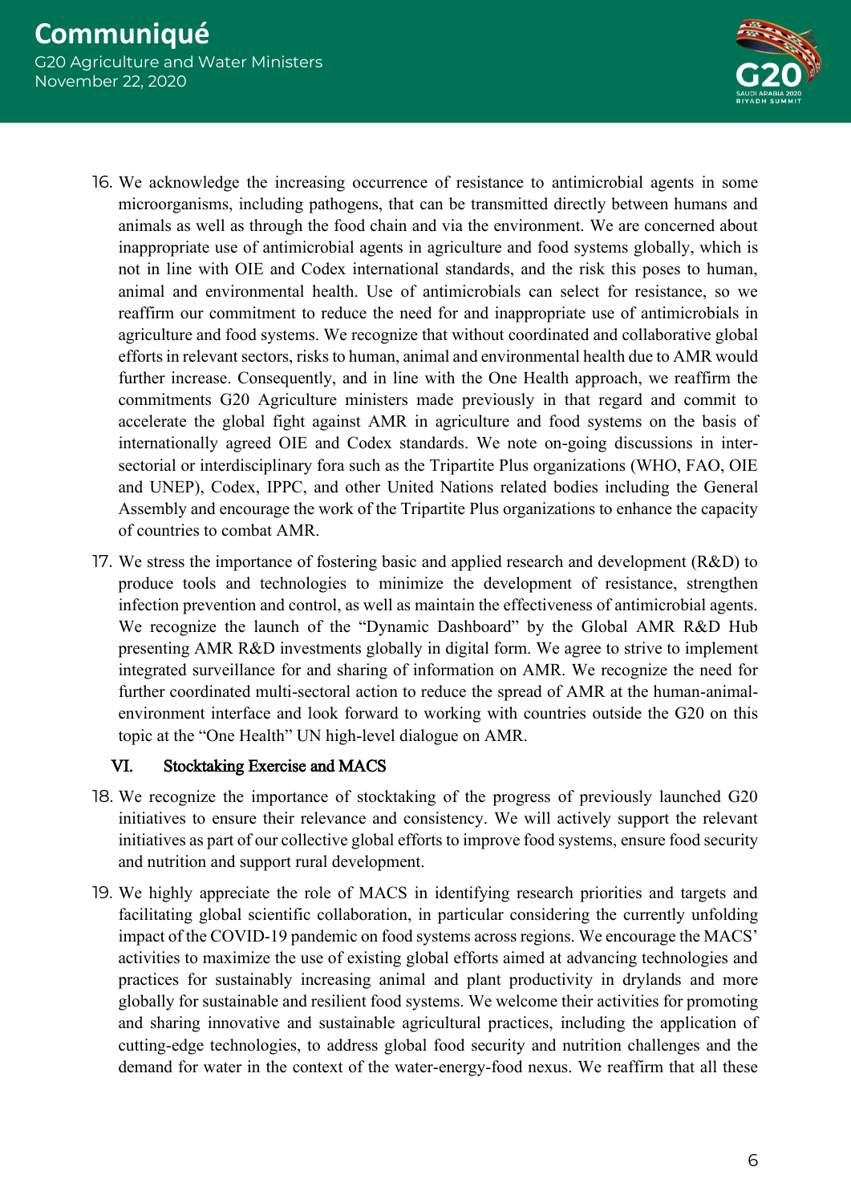16. We acknowledge the increasing occurrence of resistance to antimicrobial agents in some microorganisms, including pathogens, that can be transmitted directly between humans and animals as well as through the food chain and via the environment. We are concerned about inappropriate use of antimicrobial agents in agriculture and food systems globally, which is not in line with OIE and Codex international standards, and the risk this poses to human, animal and environmental health. Use of antimicrobials can select for resistance, so we reaffirm our commitment to reduce the need for and inappropriate use of antimicrobials in agriculture and food systems. We recognize that without coordinated and collaborative global efforts in relevant sectors, risks to human, animal and environmental health due to AMR would further increase. Consequently, and in line with the One Health approach, we reaffirm the commitments G20 Agriculture ministers made previously in that regard and commit to accelerate the global fight against AMR in agriculture and food systems on the basis of internationally agreed OIE and Codex standards. We note on-going discussions in inter-sectorial or interdisciplinary fora such as the Tripartite Plus organizations (WHO, FAO, OIE and UNEP), Codex, IPPC, and other United Nations related bodies including the General Assembly and encourage the work of the Tripartite Plus organizations to enhance the capacity of countries to combat AMR.

17. We stress the importance of fostering basic and applied research and development (R&D) to produce tools and technologies to minimize the development of resistance, strengthen infection prevention and control, as well as maintain the effectiveness of antimicrobial agents. We recognize the launch of the "Dynamic Dashboard" by the Global AMR R&D Hub presenting AMR R&D investments globally in digital form. We agree to strive to implement integrated surveillance for and sharing of information on AMR. We recognize the need for further coordinated multi-sectoral action to reduce the spread of AMR at the human-animal-environment interface and look forward to working with countries outside the G20 on this topic at the "One Health" UN high-level dialogue on AMR.

## VI. Stocktaking Exercise and MACS

18. We recognize the importance of stocktaking of the progress of previously launched G20 initiatives to ensure their relevance and consistency. We will actively support the relevant initiatives as part of our collective global efforts to improve food systems, ensure food security and nutrition and support rural development.

19. We highly appreciate the role of MACS in identifying research priorities and targets and facilitating global scientific collaboration, in particular considering the currently unfolding impact of the COVID-19 pandemic on food systems across regions. We encourage the MACS' activities to maximize the use of existing global efforts aimed at advancing technologies and practices for sustainably increasing animal and plant productivity in drylands and more globally for sustainable and resilient food systems. We welcome their activities for promoting and sharing innovative and sustainable agricultural practices, including the application of cutting-edge technologies, to address global food security and nutrition challenges and the demand for water in the context of the water-energy-food nexus. We reaffirm that all these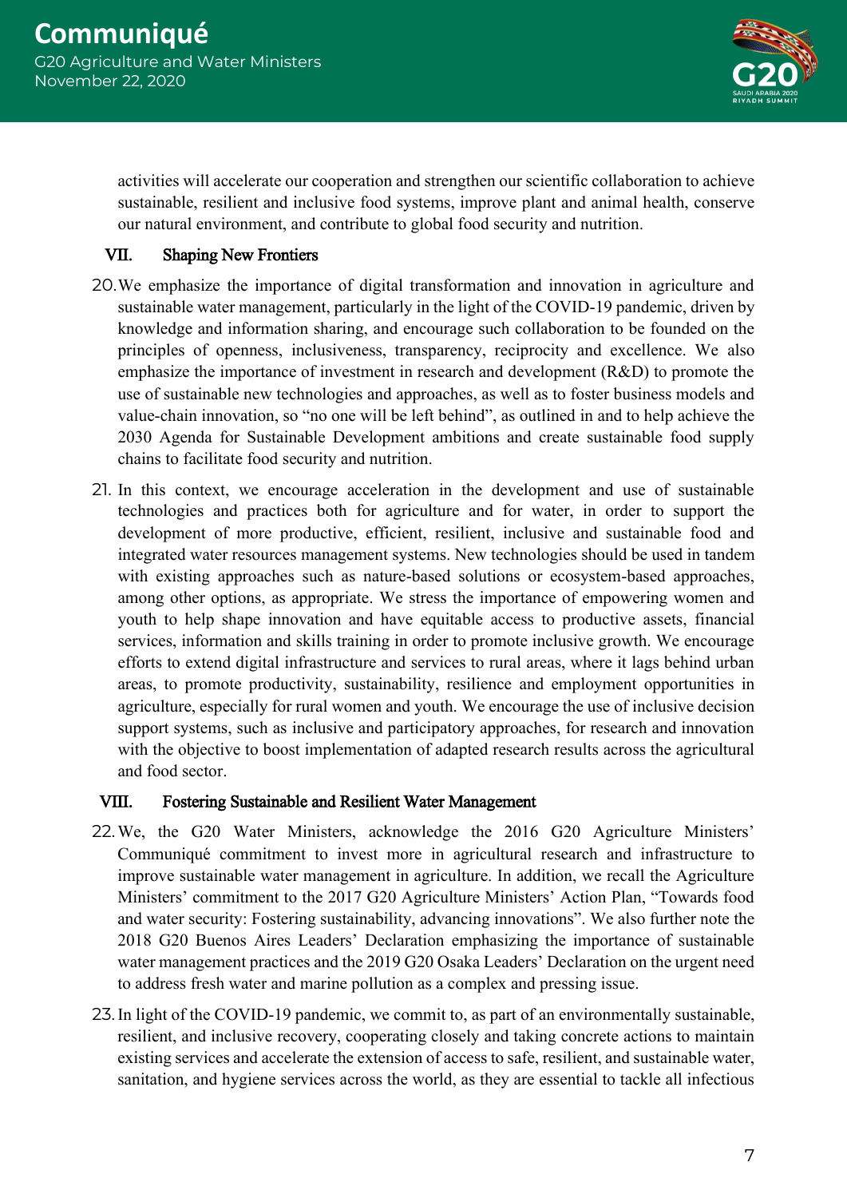activities will accelerate our cooperation and strengthen our scientific collaboration to achieve sustainable, resilient and inclusive food systems, improve plant and animal health, conserve our natural environment, and contribute to global food security and nutrition.

## VII. Shaping New Frontiers

20. We emphasize the importance of digital transformation and innovation in agriculture and sustainable water management, particularly in the light of the COVID-19 pandemic, driven by knowledge and information sharing, and encourage such collaboration to be founded on the principles of openness, inclusiveness, transparency, reciprocity and excellence. We also emphasize the importance of investment in research and development (R&D) to promote the use of sustainable new technologies and approaches, as well as to foster business models and value-chain innovation, so "no one will be left behind", as outlined in and to help achieve the 2030 Agenda for Sustainable Development ambitions and create sustainable food supply chains to facilitate food security and nutrition.

21. In this context, we encourage acceleration in the development and use of sustainable technologies and practices both for agriculture and for water, in order to support the development of more productive, efficient, resilient, inclusive and sustainable food and integrated water resources management systems. New technologies should be used in tandem with existing approaches such as nature-based solutions or ecosystem-based approaches, among other options, as appropriate. We stress the importance of empowering women and youth to help shape innovation and have equitable access to productive assets, financial services, information and skills training in order to promote inclusive growth. We encourage efforts to extend digital infrastructure and services to rural areas, where it lags behind urban areas, to promote productivity, sustainability, resilience and employment opportunities in agriculture, especially for rural women and youth. We encourage the use of inclusive decision support systems, such as inclusive and participatory approaches, for research and innovation with the objective to boost implementation of adapted research results across the agricultural and food sector.

## VIII. Fostering Sustainable and Resilient Water Management

22. We, the G20 Water Ministers, acknowledge the 2016 G20 Agriculture Ministers' Communiqué commitment to invest more in agricultural research and infrastructure to improve sustainable water management in agriculture. In addition, we recall the Agriculture Ministers' commitment to the 2017 G20 Agriculture Ministers' Action Plan, "Towards food and water security: Fostering sustainability, advancing innovations". We also further note the 2018 G20 Buenos Aires Leaders' Declaration emphasizing the importance of sustainable water management practices and the 2019 G20 Osaka Leaders' Declaration on the urgent need to address fresh water and marine pollution as a complex and pressing issue.

23. In light of the COVID-19 pandemic, we commit to, as part of an environmentally sustainable, resilient, and inclusive recovery, cooperating closely and taking concrete actions to maintain existing services and accelerate the extension of access to safe, resilient, and sustainable water, sanitation, and hygiene services across the world, as they are essential to tackle all infectious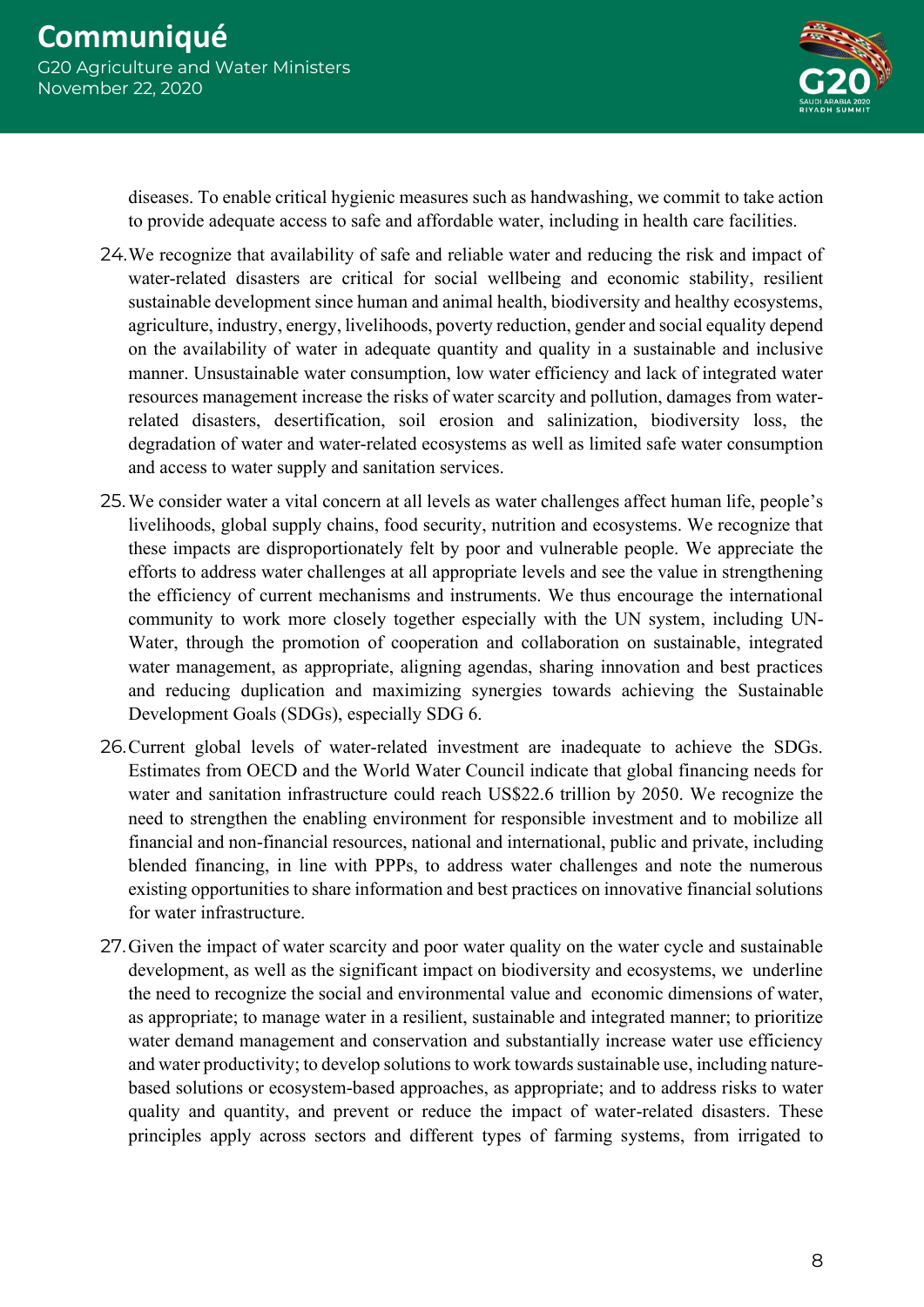diseases. To enable critical hygienic measures such as handwashing, we commit to take action to provide adequate access to safe and affordable water, including in health care facilities.

24. We recognize that availability of safe and reliable water and reducing the risk and impact of water-related disasters are critical for social wellbeing and economic stability, resilient sustainable development since human and animal health, biodiversity and healthy ecosystems, agriculture, industry, energy, livelihoods, poverty reduction, gender and social equality depend on the availability of water in adequate quantity and quality in a sustainable and inclusive manner. Unsustainable water consumption, low water efficiency and lack of integrated water resources management increase the risks of water scarcity and pollution, damages from water-related disasters, desertification, soil erosion and salinization, biodiversity loss, the degradation of water and water-related ecosystems as well as limited safe water consumption and access to water supply and sanitation services.

25. We consider water a vital concern at all levels as water challenges affect human life, people's livelihoods, global supply chains, food security, nutrition and ecosystems. We recognize that these impacts are disproportionately felt by poor and vulnerable people. We appreciate the efforts to address water challenges at all appropriate levels and see the value in strengthening the efficiency of current mechanisms and instruments. We thus encourage the international community to work more closely together especially with the UN system, including UN-Water, through the promotion of cooperation and collaboration on sustainable, integrated water management, as appropriate, aligning agendas, sharing innovation and best practices and reducing duplication and maximizing synergies towards achieving the Sustainable Development Goals (SDGs), especially SDG 6.

26. Current global levels of water-related investment are inadequate to achieve the SDGs. Estimates from OECD and the World Water Council indicate that global financing needs for water and sanitation infrastructure could reach US$22.6 trillion by 2050. We recognize the need to strengthen the enabling environment for responsible investment and to mobilize all financial and non-financial resources, national and international, public and private, including blended financing, in line with PPPs, to address water challenges and note the numerous existing opportunities to share information and best practices on innovative financial solutions for water infrastructure.

27. Given the impact of water scarcity and poor water quality on the water cycle and sustainable development, as well as the significant impact on biodiversity and ecosystems, we underline the need to recognize the social and environmental value and economic dimensions of water, as appropriate; to manage water in a resilient, sustainable and integrated manner; to prioritize water demand management and conservation and substantially increase water use efficiency and water productivity; to develop solutions to work towards sustainable use, including nature-based solutions or ecosystem-based approaches, as appropriate; and to address risks to water quality and quantity, and prevent or reduce the impact of water-related disasters. These principles apply across sectors and different types of farming systems, from irrigated to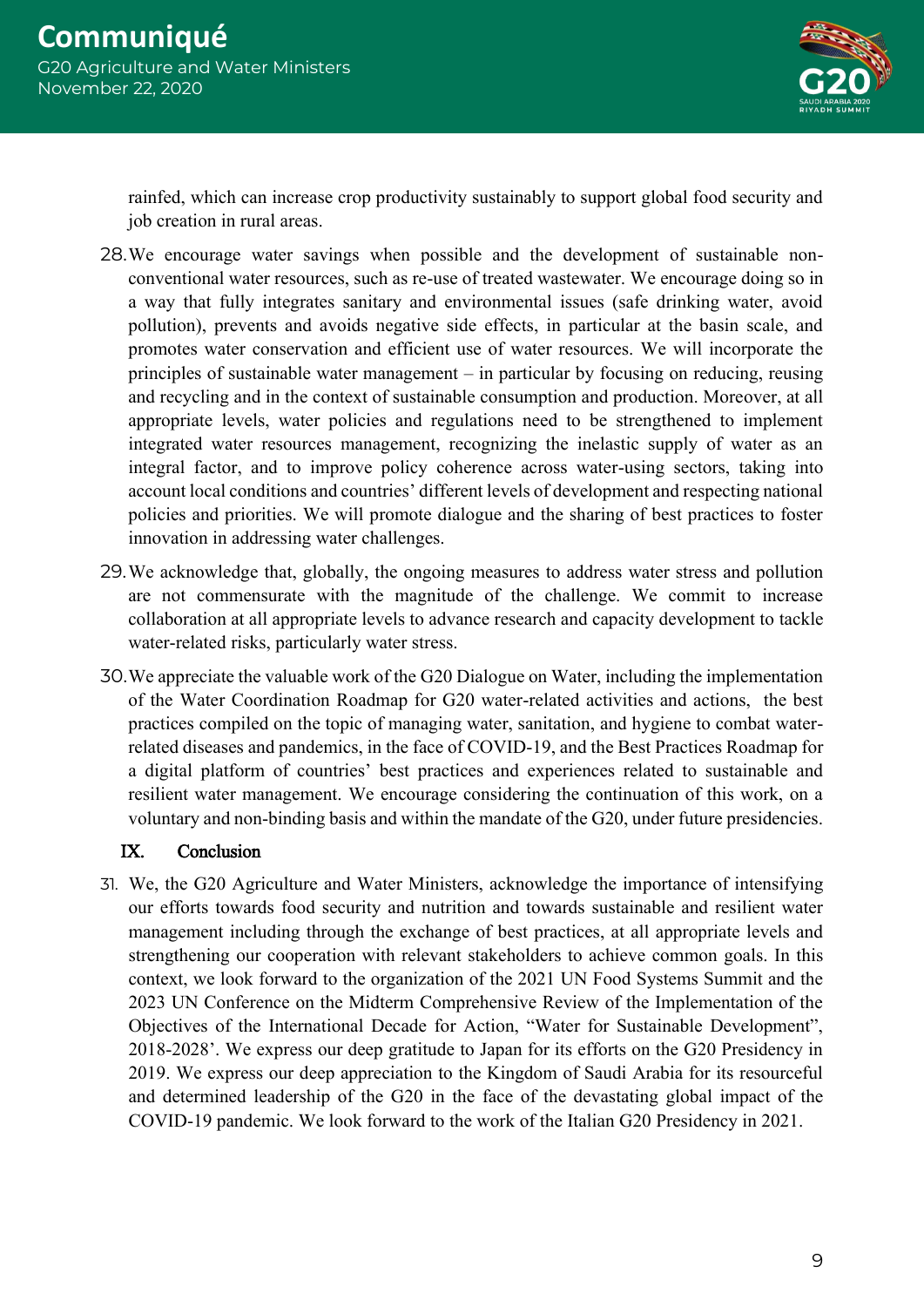rainfed, which can increase crop productivity sustainably to support global food security and job creation in rural areas.

28. We encourage water savings when possible and the development of sustainable non-conventional water resources, such as re-use of treated wastewater. We encourage doing so in a way that fully integrates sanitary and environmental issues (safe drinking water, avoid pollution), prevents and avoids negative side effects, in particular at the basin scale, and promotes water conservation and efficient use of water resources. We will incorporate the principles of sustainable water management – in particular by focusing on reducing, reusing and recycling and in the context of sustainable consumption and production. Moreover, at all appropriate levels, water policies and regulations need to be strengthened to implement integrated water resources management, recognizing the inelastic supply of water as an integral factor, and to improve policy coherence across water-using sectors, taking into account local conditions and countries' different levels of development and respecting national policies and priorities. We will promote dialogue and the sharing of best practices to foster innovation in addressing water challenges.

29. We acknowledge that, globally, the ongoing measures to address water stress and pollution are not commensurate with the magnitude of the challenge. We commit to increase collaboration at all appropriate levels to advance research and capacity development to tackle water-related risks, particularly water stress.

30. We appreciate the valuable work of the G20 Dialogue on Water, including the implementation of the Water Coordination Roadmap for G20 water-related activities and actions, the best practices compiled on the topic of managing water, sanitation, and hygiene to combat water-related diseases and pandemics, in the face of COVID-19, and the Best Practices Roadmap for a digital platform of countries' best practices and experiences related to sustainable and resilient water management. We encourage considering the continuation of this work, on a voluntary and non-binding basis and within the mandate of the G20, under future presidencies.

## IX. Conclusion

31. We, the G20 Agriculture and Water Ministers, acknowledge the importance of intensifying our efforts towards food security and nutrition and towards sustainable and resilient water management including through the exchange of best practices, at all appropriate levels and strengthening our cooperation with relevant stakeholders to achieve common goals. In this context, we look forward to the organization of the 2021 UN Food Systems Summit and the 2023 UN Conference on the Midterm Comprehensive Review of the Implementation of the Objectives of the International Decade for Action, "Water for Sustainable Development", 2018-2028'. We express our deep gratitude to Japan for its efforts on the G20 Presidency in 2019. We express our deep appreciation to the Kingdom of Saudi Arabia for its resourceful and determined leadership of the G20 in the face of the devastating global impact of the COVID-19 pandemic. We look forward to the work of the Italian G20 Presidency in 2021.